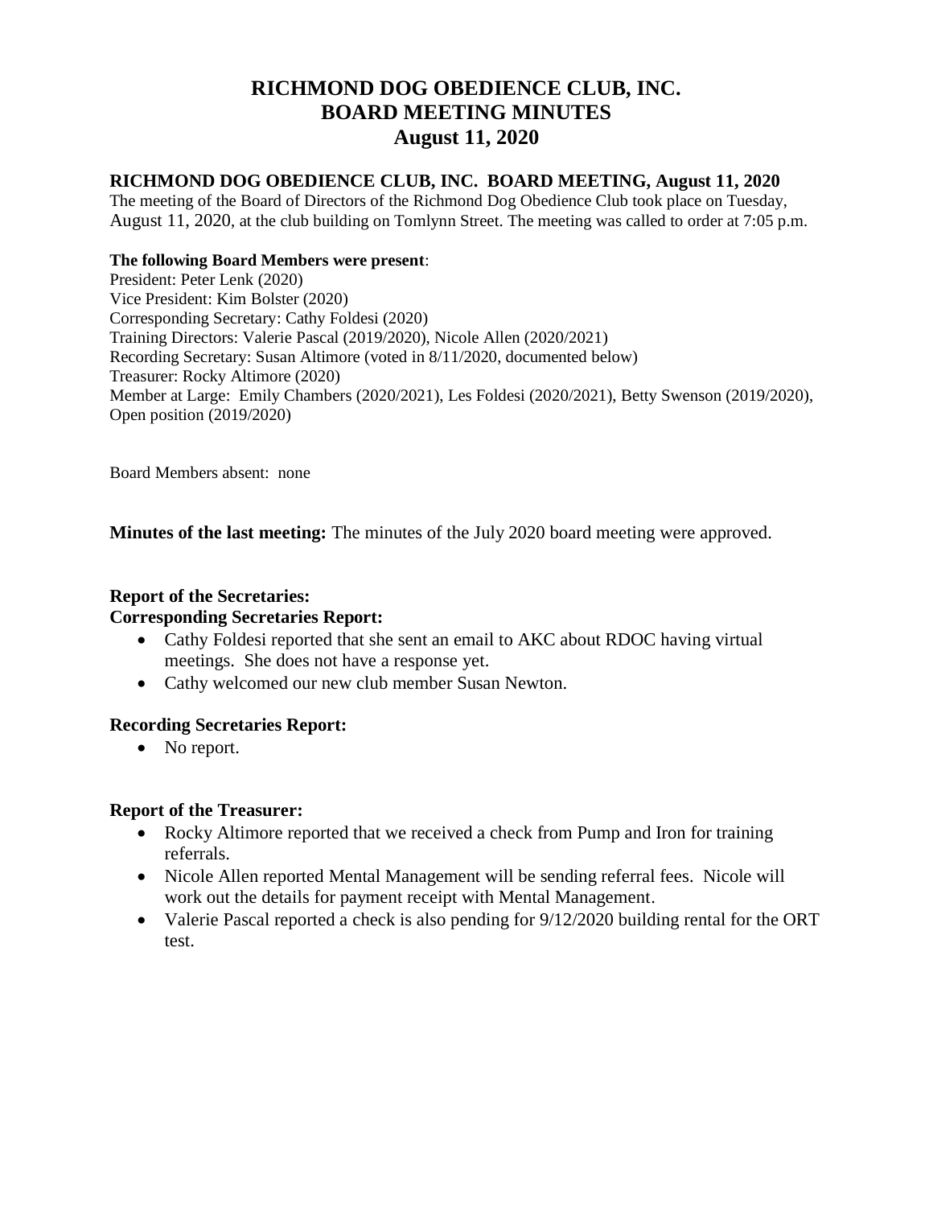# RICHMOND DOG OBEDIENCE CLUB, INC.
# BOARD MEETING MINUTES
# August 11, 2020

## RICHMOND DOG OBEDIENCE CLUB, INC. BOARD MEETING, August 11, 2020

The meeting of the Board of Directors of the Richmond Dog Obedience Club took place on Tuesday, August 11, 2020, at the club building on Tomlynn Street. The meeting was called to order at 7:05 p.m.

**The following Board Members were present**:

President: Peter Lenk (2020)
Vice President: Kim Bolster (2020)
Corresponding Secretary: Cathy Foldesi (2020)
Training Directors: Valerie Pascal (2019/2020), Nicole Allen (2020/2021)
Recording Secretary: Susan Altimore (voted in 8/11/2020, documented below)
Treasurer: Rocky Altimore (2020)
Member at Large: Emily Chambers (2020/2021), Les Foldesi (2020/2021), Betty Swenson (2019/2020), Open position (2019/2020)

Board Members absent: none

**Minutes of the last meeting:** The minutes of the July 2020 board meeting were approved.

**Report of the Secretaries:**

**Corresponding Secretaries Report:**

- Cathy Foldesi reported that she sent an email to AKC about RDOC having virtual meetings. She does not have a response yet.
- Cathy welcomed our new club member Susan Newton.

**Recording Secretaries Report:**

- No report.

**Report of the Treasurer:**

- Rocky Altimore reported that we received a check from Pump and Iron for training referrals.
- Nicole Allen reported Mental Management will be sending referral fees. Nicole will work out the details for payment receipt with Mental Management.
- Valerie Pascal reported a check is also pending for 9/12/2020 building rental for the ORT test.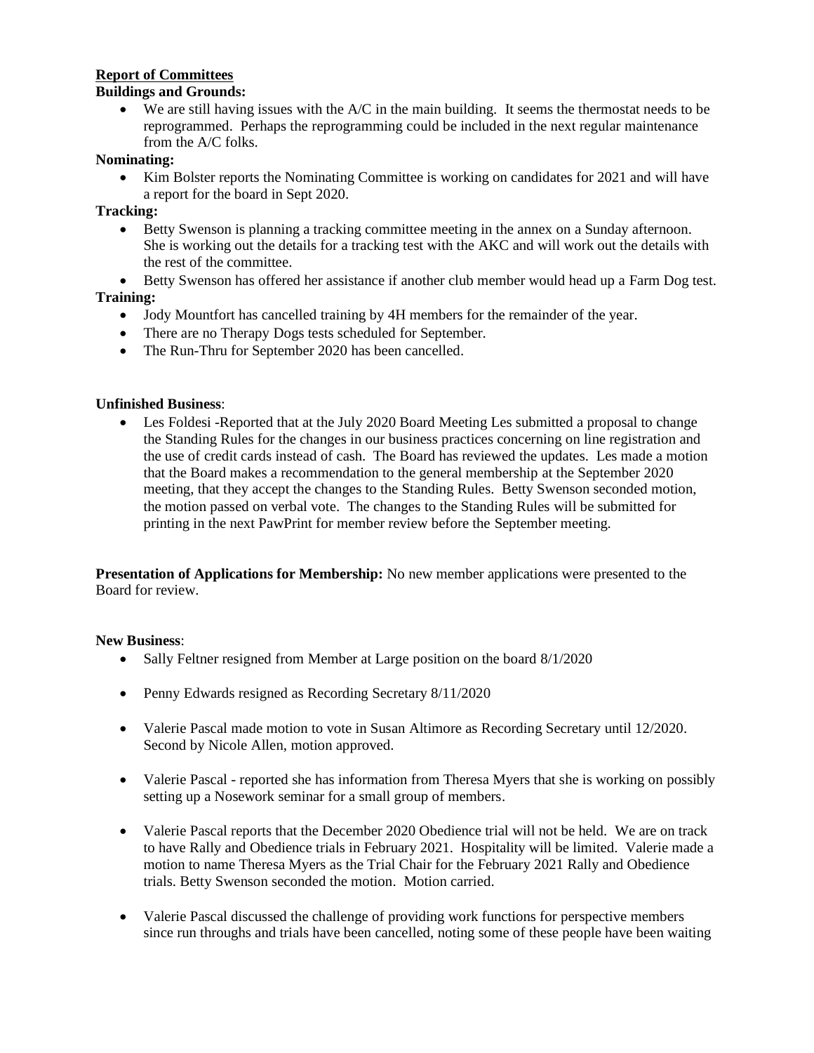**Report of Committees**

**Buildings and Grounds:**

- We are still having issues with the A/C in the main building. It seems the thermostat needs to be reprogrammed. Perhaps the reprogramming could be included in the next regular maintenance from the A/C folks.

**Nominating:**

- Kim Bolster reports the Nominating Committee is working on candidates for 2021 and will have a report for the board in Sept 2020.

**Tracking:**

- Betty Swenson is planning a tracking committee meeting in the annex on a Sunday afternoon. She is working out the details for a tracking test with the AKC and will work out the details with the rest of the committee.
- Betty Swenson has offered her assistance if another club member would head up a Farm Dog test.

**Training:**

- Jody Mountfort has cancelled training by 4H members for the remainder of the year.
- There are no Therapy Dogs tests scheduled for September.
- The Run-Thru for September 2020 has been cancelled.

**Unfinished Business**:

- Les Foldesi -Reported that at the July 2020 Board Meeting Les submitted a proposal to change the Standing Rules for the changes in our business practices concerning on line registration and the use of credit cards instead of cash. The Board has reviewed the updates. Les made a motion that the Board makes a recommendation to the general membership at the September 2020 meeting, that they accept the changes to the Standing Rules. Betty Swenson seconded motion, the motion passed on verbal vote. The changes to the Standing Rules will be submitted for printing in the next PawPrint for member review before the September meeting.

**Presentation of Applications for Membership:** No new member applications were presented to the Board for review.

**New Business**:

- Sally Feltner resigned from Member at Large position on the board 8/1/2020
- Penny Edwards resigned as Recording Secretary 8/11/2020
- Valerie Pascal made motion to vote in Susan Altimore as Recording Secretary until 12/2020. Second by Nicole Allen, motion approved.
- Valerie Pascal - reported she has information from Theresa Myers that she is working on possibly setting up a Nosework seminar for a small group of members.
- Valerie Pascal reports that the December 2020 Obedience trial will not be held. We are on track to have Rally and Obedience trials in February 2021. Hospitality will be limited. Valerie made a motion to name Theresa Myers as the Trial Chair for the February 2021 Rally and Obedience trials. Betty Swenson seconded the motion. Motion carried.
- Valerie Pascal discussed the challenge of providing work functions for perspective members since run throughs and trials have been cancelled, noting some of these people have been waiting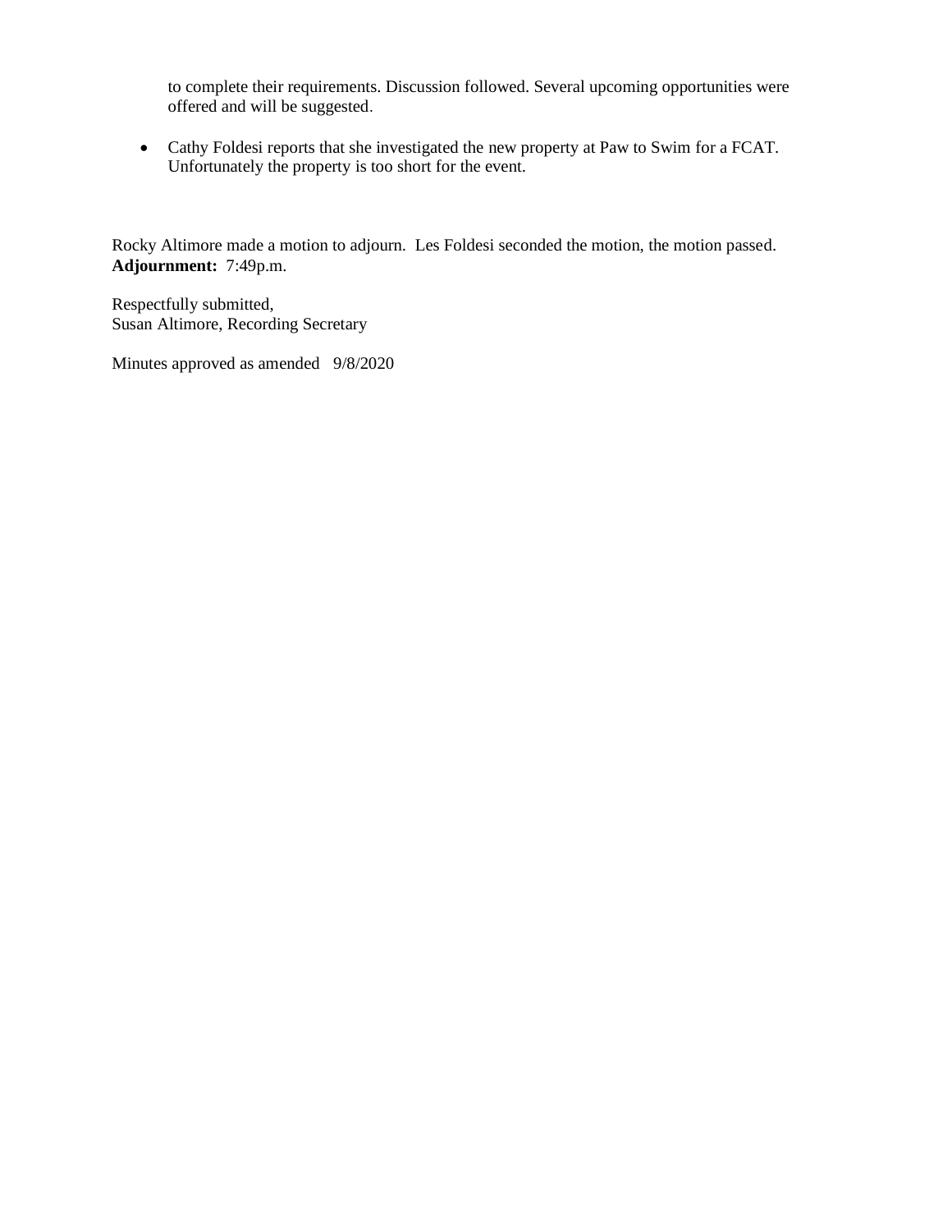to complete their requirements. Discussion followed. Several upcoming opportunities were offered and will be suggested.

- Cathy Foldesi reports that she investigated the new property at Paw to Swim for a FCAT. Unfortunately the property is too short for the event.

Rocky Altimore made a motion to adjourn. Les Foldesi seconded the motion, the motion passed.
**Adjournment:** 7:49p.m.

Respectfully submitted,
Susan Altimore, Recording Secretary

Minutes approved as amended 9/8/2020